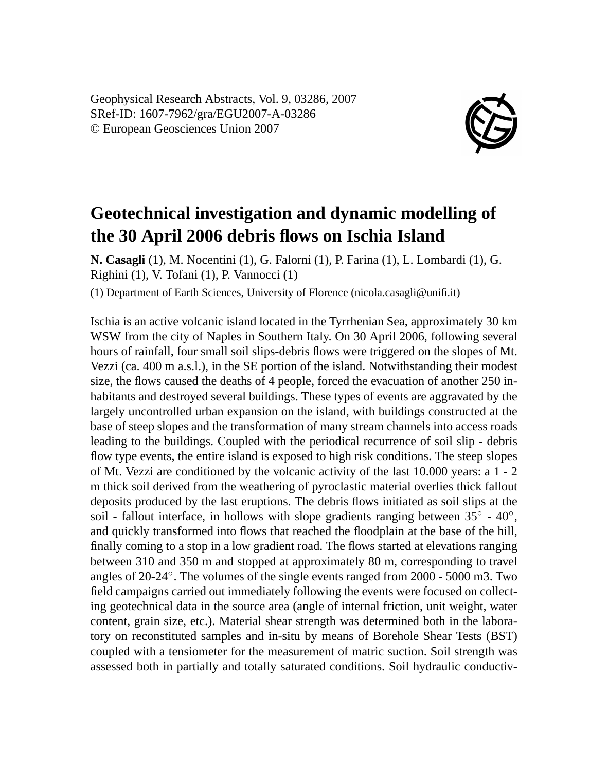# Geotechnical investigation and dynamic modelling of the 30 April 2006 debris flows on Ischia Island

**N. Casagli** (1), M. Nocentini (1), G. Falorni (1), P. Farina (1), L. Lombardi (1), G. Righini (1), V. Tofani (1), P. Vannocci (1)

(1) Department of Earth Sciences, University of Florence (nicola.casagli@unifi.it)

Ischia is an active volcanic island located in the Tyrrhenian Sea, approximately 30 km WSW from the city of Naples in Southern Italy. On 30 April 2006, following several hours of rainfall, four small soil slips-debris flows were triggered on the slopes of Mt. Vezzi (ca. 400 m a.s.l.), in the SE portion of the island. Notwithstanding their modest size, the flows caused the deaths of 4 people, forced the evacuation of another 250 inhabitants and destroyed several buildings. These types of events are aggravated by the largely uncontrolled urban expansion on the island, with buildings constructed at the base of steep slopes and the transformation of many stream channels into access roads leading to the buildings. Coupled with the periodical recurrence of soil slip - debris flow type events, the entire island is exposed to high risk conditions. The steep slopes of Mt. Vezzi are conditioned by the volcanic activity of the last 10.000 years: a 1 - 2 m thick soil derived from the weathering of pyroclastic material overlies thick fallout deposits produced by the last eruptions. The debris flows initiated as soil slips at the soil - fallout interface, in hollows with slope gradients ranging between 35° - 40°, and quickly transformed into flows that reached the floodplain at the base of the hill, finally coming to a stop in a low gradient road. The flows started at elevations ranging between 310 and 350 m and stopped at approximately 80 m, corresponding to travel angles of 20-24°. The volumes of the single events ranged from 2000 - 5000 m3. Two field campaigns carried out immediately following the events were focused on collecting geotechnical data in the source area (angle of internal friction, unit weight, water content, grain size, etc.). Material shear strength was determined both in the laboratory on reconstituted samples and in-situ by means of Borehole Shear Tests (BST) coupled with a tensiometer for the measurement of matric suction. Soil strength was assessed both in partially and totally saturated conditions. Soil hydraulic conductiv-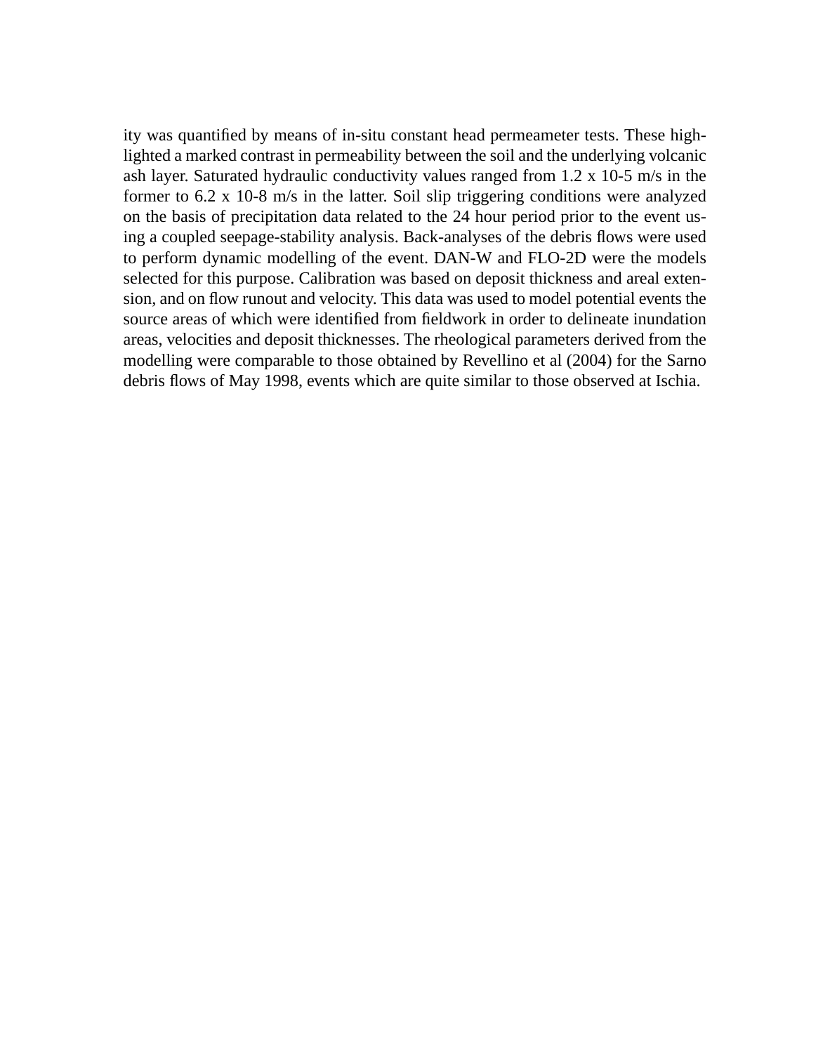ity was quantified by means of in-situ constant head permeameter tests. These highlighted a marked contrast in permeability between the soil and the underlying volcanic ash layer. Saturated hydraulic conductivity values ranged from 1.2 x 10-5 m/s in the former to 6.2 x 10-8 m/s in the latter. Soil slip triggering conditions were analyzed on the basis of precipitation data related to the 24 hour period prior to the event using a coupled seepage-stability analysis. Back-analyses of the debris flows were used to perform dynamic modelling of the event. DAN-W and FLO-2D were the models selected for this purpose. Calibration was based on deposit thickness and areal extension, and on flow runout and velocity. This data was used to model potential events the source areas of which were identified from fieldwork in order to delineate inundation areas, velocities and deposit thicknesses. The rheological parameters derived from the modelling were comparable to those obtained by Revellino et al (2004) for the Sarno debris flows of May 1998, events which are quite similar to those observed at Ischia.